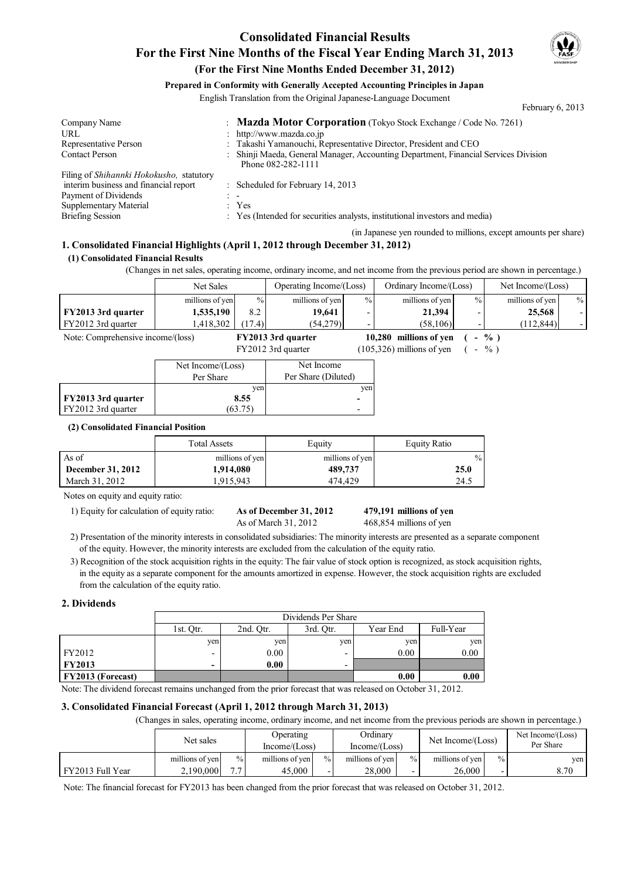# Consolidated Financial Results
# For the First Nine Months of the Fiscal Year Ending March 31, 2013
## (For the First Nine Months Ended December 31, 2012)

**Prepared in Conformity with Generally Accepted Accounting Principles in Japan**

English Translation from the Original Japanese-Language Document

February 6, 2013

| | | |
|---|---|---|
| Company Name | : | **Mazda Motor Corporation** (Tokyo Stock Exchange / Code No. 7261) |
| URL | : | http://www.mazda.co.jp |
| Representative Person | : | Takashi Yamanouchi, Representative Director, President and CEO |
| Contact Person | : | Shinji Maeda, General Manager, Accounting Department, Financial Services Division Phone 082-282-1111 |
| Filing of *Shihannki Hokokusho,* statutory interim business and financial report | : | Scheduled for February 14, 2013 |
| Payment of Dividends | : | - |
| Supplementary Material | : | Yes |
| Briefing Session | : | Yes (Intended for securities analysts, institutional investors and media) |

(in Japanese yen rounded to millions, except amounts per share)

### 1. Consolidated Financial Highlights (April 1, 2012 through December 31, 2012)

**(1) Consolidated Financial Results**

(Changes in net sales, operating income, ordinary income, and net income from the previous period are shown in percentage.)

| | Net Sales | | Operating Income/(Loss) | | Ordinary Income/(Loss) | | Net Income/(Loss) | |
|---|---|---|---|---|---|---|---|---|
| | millions of yen | % | millions of yen | % | millions of yen | % | millions of yen | % |
| **FY2013 3rd quarter** | **1,535,190** | 8.2 | **19,641** | - | **21,394** | - | **25,568** | - |
| FY2012 3rd quarter | 1,418,302 | (17.4) | (54,279) | - | (58,106) | - | (112,844) | - |

Note: Comprehensive income/(loss) **FY2013 3rd quarter** **10,280 millions of yen ( - % )**
FY2012 3rd quarter (105,326) millions of yen ( - % )

| | Net Income/(Loss) Per Share | Net Income Per Share (Diluted) |
|---|---|---|
| | yen | yen |
| **FY2013 3rd quarter** | **8.55** | **-** |
| FY2012 3rd quarter | (63.75) | - |

**(2) Consolidated Financial Position**

| | Total Assets | Equity | Equity Ratio |
|---|---|---|---|
| As of | millions of yen | millions of yen | % |
| **December 31, 2012** | **1,914,080** | **489,737** | **25.0** |
| March 31, 2012 | 1,915,943 | 474,429 | 24.5 |

Notes on equity and equity ratio:

1) Equity for calculation of equity ratio: **As of December 31, 2012** **479,191 millions of yen**
As of March 31, 2012 468,854 millions of yen

2) Presentation of the minority interests in consolidated subsidiaries: The minority interests are presented as a separate component of the equity. However, the minority interests are excluded from the calculation of the equity ratio.

3) Recognition of the stock acquisition rights in the equity: The fair value of stock option is recognized, as stock acquisition rights, in the equity as a separate component for the amounts amortized in expense. However, the stock acquisition rights are excluded from the calculation of the equity ratio.

### 2. Dividends

| | Dividends Per Share | | | | |
|---|---|---|---|---|---|
| | 1st. Qtr. | 2nd. Qtr. | 3rd. Qtr. | Year End | Full-Year |
| | yen | yen | yen | yen | yen |
| FY2012 | - | 0.00 | - | 0.00 | 0.00 |
| **FY2013** | **-** | **0.00** | **-** | | |
| **FY2013 (Forecast)** | | | | **0.00** | **0.00** |

Note: The dividend forecast remains unchanged from the prior forecast that was released on October 31, 2012.

### 3. Consolidated Financial Forecast (April 1, 2012 through March 31, 2013)

(Changes in sales, operating income, ordinary income, and net income from the previous periods are shown in percentage.)

| | Net sales | | Operating Income/(Loss) | | Ordinary Income/(Loss) | | Net Income/(Loss) | | Net Income/(Loss) Per Share |
|---|---|---|---|---|---|---|---|---|---|
| | millions of yen | % | millions of yen | % | millions of yen | % | millions of yen | % | yen |
| FY2013 Full Year | 2,190,000 | 7.7 | 45,000 | - | 28,000 | - | 26,000 | - | 8.70 |

Note: The financial forecast for FY2013 has been changed from the prior forecast that was released on October 31, 2012.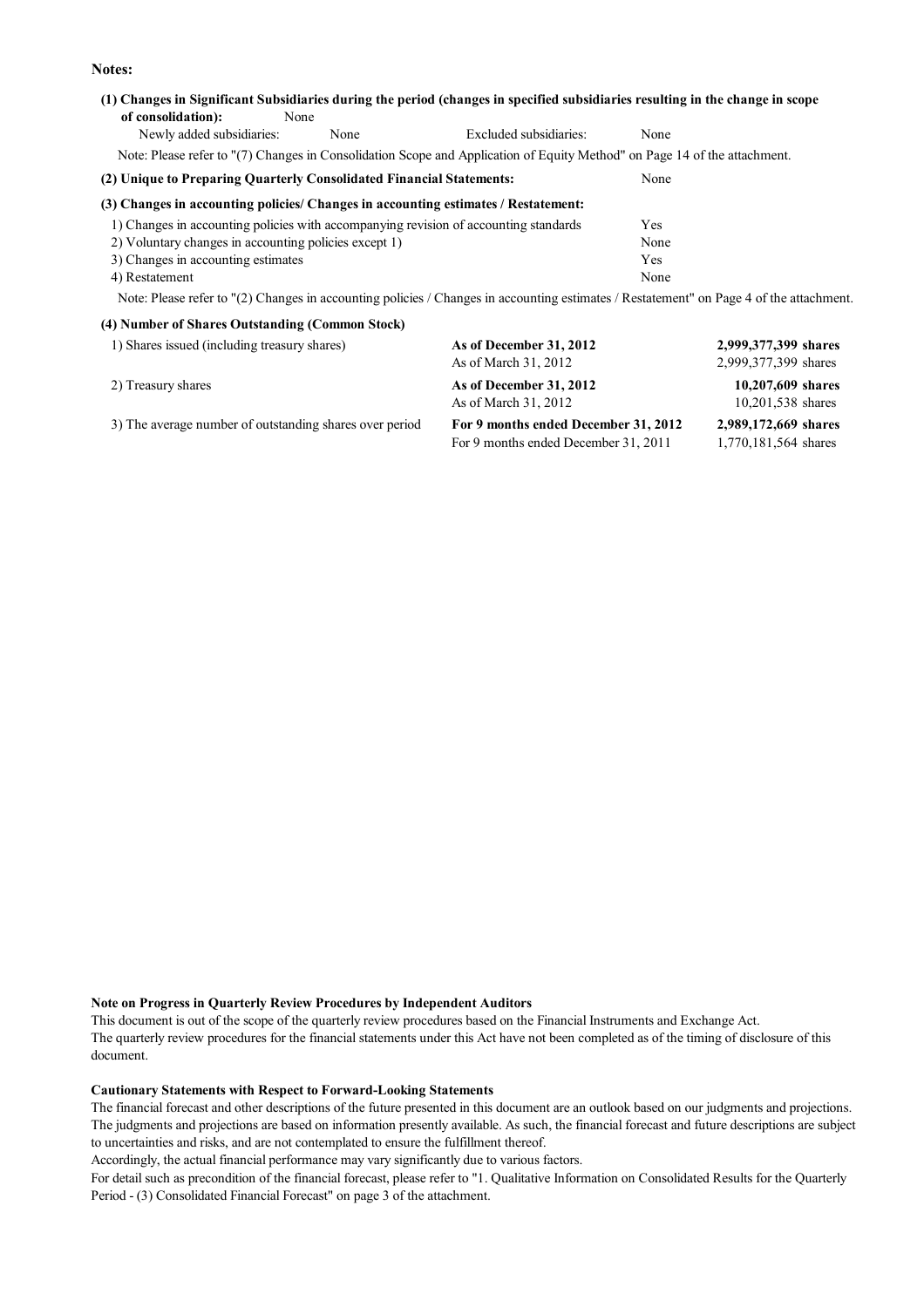**Notes:**

**(1) Changes in Significant Subsidiaries during the period (changes in specified subsidiaries resulting in the change in scope of consolidation):** None

Newly added subsidiaries: None Excluded subsidiaries: None

Note: Please refer to "(7) Changes in Consolidation Scope and Application of Equity Method" on Page 14 of the attachment.

**(2) Unique to Preparing Quarterly Consolidated Financial Statements:** None

**(3) Changes in accounting policies/ Changes in accounting estimates / Restatement:**

| | |
|---|---|
| 1) Changes in accounting policies with accompanying revision of accounting standards | Yes |
| 2) Voluntary changes in accounting policies except 1) | None |
| 3) Changes in accounting estimates | Yes |
| 4) Restatement | None |

Note: Please refer to "(2) Changes in accounting policies / Changes in accounting estimates / Restatement" on Page 4 of the attachment.

**(4) Number of Shares Outstanding (Common Stock)**

| | | |
|---|---|---|
| 1) Shares issued (including treasury shares) | **As of December 31, 2012** | **2,999,377,399 shares** |
| | As of March 31, 2012 | 2,999,377,399 shares |
| 2) Treasury shares | **As of December 31, 2012** | **10,207,609 shares** |
| | As of March 31, 2012 | 10,201,538 shares |
| 3) The average number of outstanding shares over period | **For 9 months ended December 31, 2012** | **2,989,172,669 shares** |
| | For 9 months ended December 31, 2011 | 1,770,181,564 shares |

**Note on Progress in Quarterly Review Procedures by Independent Auditors**

This document is out of the scope of the quarterly review procedures based on the Financial Instruments and Exchange Act.
The quarterly review procedures for the financial statements under this Act have not been completed as of the timing of disclosure of this document.

**Cautionary Statements with Respect to Forward-Looking Statements**

The financial forecast and other descriptions of the future presented in this document are an outlook based on our judgments and projections. The judgments and projections are based on information presently available. As such, the financial forecast and future descriptions are subject to uncertainties and risks, and are not contemplated to ensure the fulfillment thereof.
Accordingly, the actual financial performance may vary significantly due to various factors.
For detail such as precondition of the financial forecast, please refer to "1. Qualitative Information on Consolidated Results for the Quarterly Period - (3) Consolidated Financial Forecast" on page 3 of the attachment.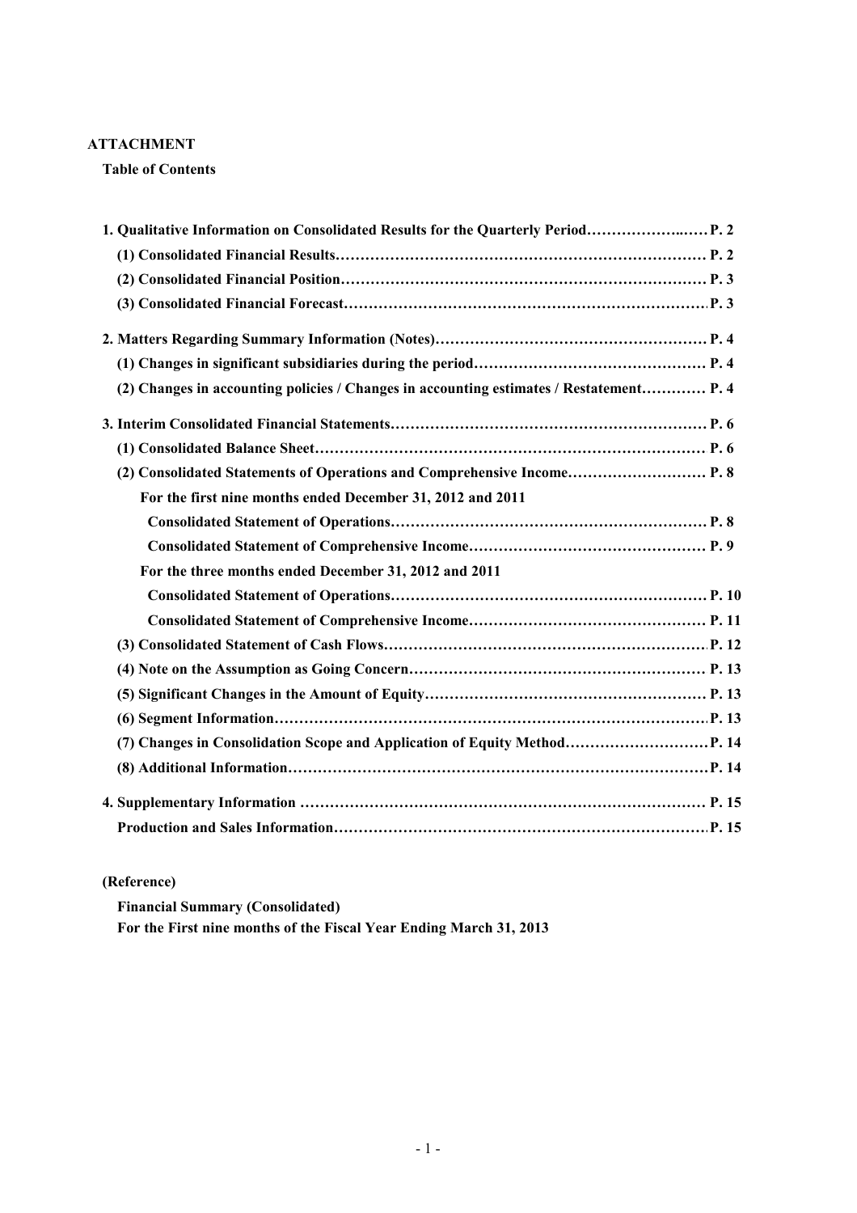**ATTACHMENT**

**Table of Contents**

**1. Qualitative Information on Consolidated Results for the Quarterly Period……………..…. P. 2**

**(1) Consolidated Financial Results………………………………………………………………. P. 2**

**(2) Consolidated Financial Position……………………………………………………………… P. 3**

**(3) Consolidated Financial Forecast……………………………………………………………… P. 3**

**2. Matters Regarding Summary Information (Notes)……………………………………………… P. 4**

**(1) Changes in significant subsidiaries during the period……………………………………… P. 4**

**(2) Changes in accounting policies / Changes in accounting estimates / Restatement………… P. 4**

**3. Interim Consolidated Financial Statements……………………………………………………… P. 6**

**(1) Consolidated Balance Sheet……………………………………………………………………. P. 6**

**(2) Consolidated Statements of Operations and Comprehensive Income……………………… P. 8**

**For the first nine months ended December 31, 2012 and 2011**

**Consolidated Statement of Operations……………………………………………………… P. 8**

**Consolidated Statement of Comprehensive Income……………………………………… P. 9**

**For the three months ended December 31, 2012 and 2011**

**Consolidated Statement of Operations……………………………………………………… P. 10**

**Consolidated Statement of Comprehensive Income……………………………………… P. 11**

**(3) Consolidated Statement of Cash Flows………………………………………………………… P. 12**

**(4) Note on the Assumption as Going Concern…………………………………………………… P. 13**

**(5) Significant Changes in the Amount of Equity………………………………………………… P. 13**

**(6) Segment Information……………………………………………………………………………… P. 13**

**(7) Changes in Consolidation Scope and Application of Equity Method………………………… P. 14**

**(8) Additional Information…………………………………………………………………………… P. 14**

**4. Supplementary Information ……………………………………………………………………… P. 15**

**Production and Sales Information………………………………………………………………… P. 15**

**(Reference)**

**Financial Summary (Consolidated)**

**For the First nine months of the Fiscal Year Ending March 31, 2013**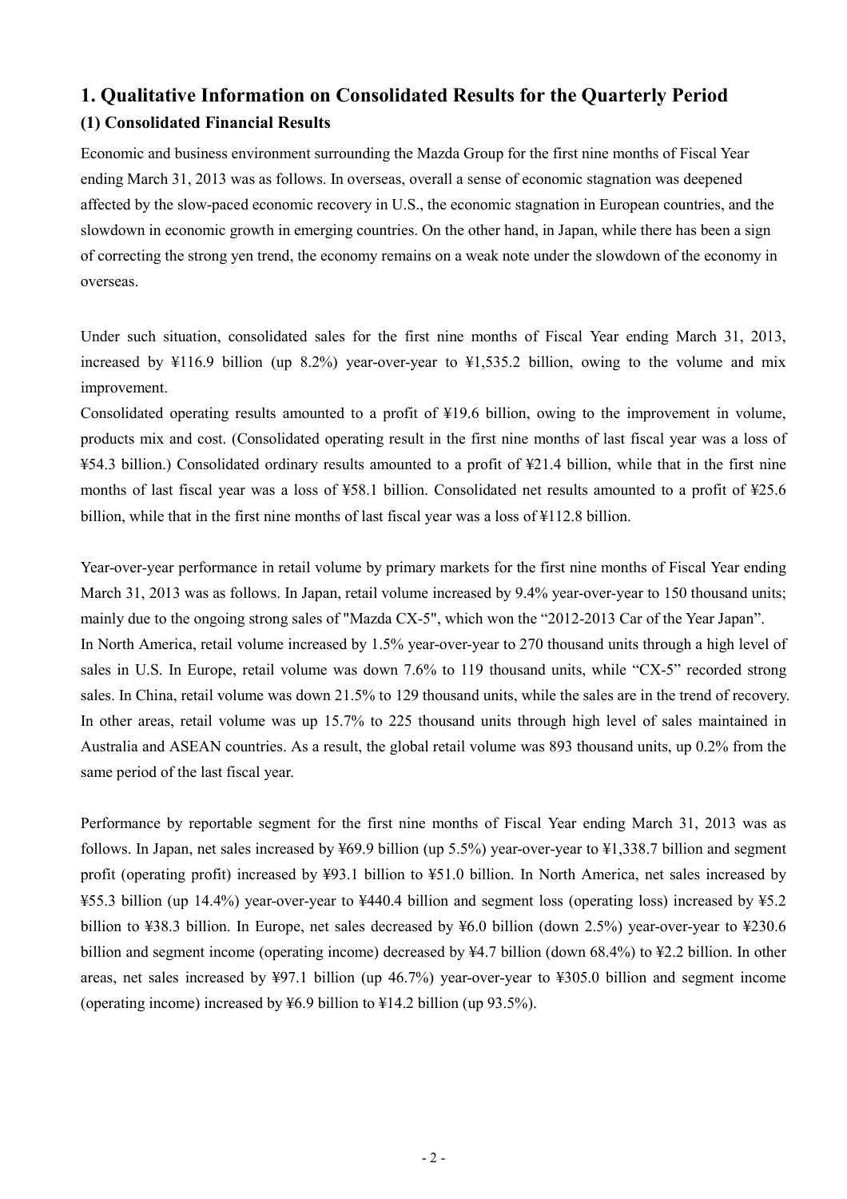## 1. Qualitative Information on Consolidated Results for the Quarterly Period

### (1) Consolidated Financial Results

Economic and business environment surrounding the Mazda Group for the first nine months of Fiscal Year ending March 31, 2013 was as follows. In overseas, overall a sense of economic stagnation was deepened affected by the slow-paced economic recovery in U.S., the economic stagnation in European countries, and the slowdown in economic growth in emerging countries. On the other hand, in Japan, while there has been a sign of correcting the strong yen trend, the economy remains on a weak note under the slowdown of the economy in overseas.

Under such situation, consolidated sales for the first nine months of Fiscal Year ending March 31, 2013, increased by ¥116.9 billion (up 8.2%) year-over-year to ¥1,535.2 billion, owing to the volume and mix improvement.

Consolidated operating results amounted to a profit of ¥19.6 billion, owing to the improvement in volume, products mix and cost. (Consolidated operating result in the first nine months of last fiscal year was a loss of ¥54.3 billion.) Consolidated ordinary results amounted to a profit of ¥21.4 billion, while that in the first nine months of last fiscal year was a loss of ¥58.1 billion. Consolidated net results amounted to a profit of ¥25.6 billion, while that in the first nine months of last fiscal year was a loss of ¥112.8 billion.

Year-over-year performance in retail volume by primary markets for the first nine months of Fiscal Year ending March 31, 2013 was as follows. In Japan, retail volume increased by 9.4% year-over-year to 150 thousand units; mainly due to the ongoing strong sales of "Mazda CX-5", which won the "2012-2013 Car of the Year Japan".
In North America, retail volume increased by 1.5% year-over-year to 270 thousand units through a high level of sales in U.S. In Europe, retail volume was down 7.6% to 119 thousand units, while "CX-5" recorded strong sales. In China, retail volume was down 21.5% to 129 thousand units, while the sales are in the trend of recovery. In other areas, retail volume was up 15.7% to 225 thousand units through high level of sales maintained in Australia and ASEAN countries. As a result, the global retail volume was 893 thousand units, up 0.2% from the same period of the last fiscal year.

Performance by reportable segment for the first nine months of Fiscal Year ending March 31, 2013 was as follows. In Japan, net sales increased by ¥69.9 billion (up 5.5%) year-over-year to ¥1,338.7 billion and segment profit (operating profit) increased by ¥93.1 billion to ¥51.0 billion. In North America, net sales increased by ¥55.3 billion (up 14.4%) year-over-year to ¥440.4 billion and segment loss (operating loss) increased by ¥5.2 billion to ¥38.3 billion. In Europe, net sales decreased by ¥6.0 billion (down 2.5%) year-over-year to ¥230.6 billion and segment income (operating income) decreased by ¥4.7 billion (down 68.4%) to ¥2.2 billion. In other areas, net sales increased by ¥97.1 billion (up 46.7%) year-over-year to ¥305.0 billion and segment income (operating income) increased by ¥6.9 billion to ¥14.2 billion (up 93.5%).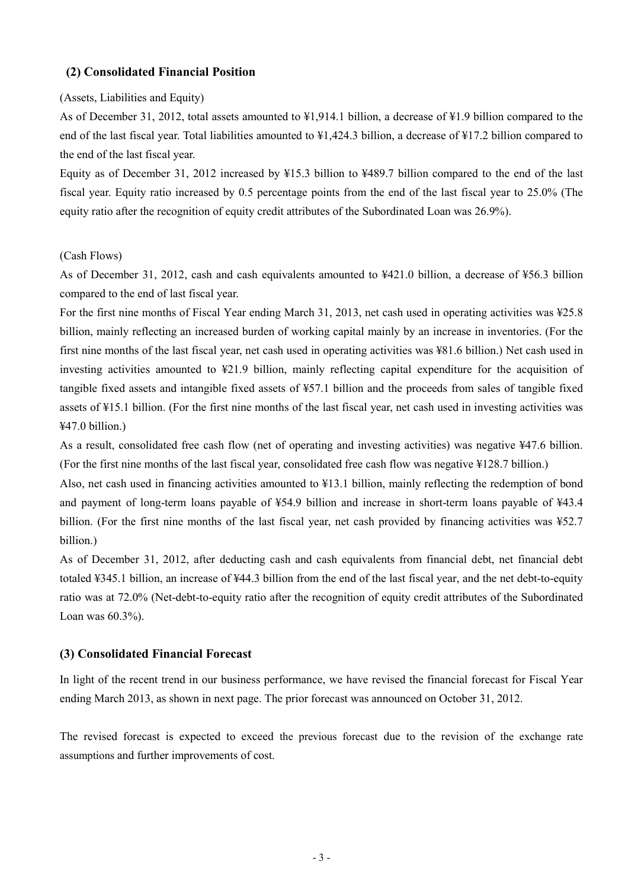## (2) Consolidated Financial Position

(Assets, Liabilities and Equity)

As of December 31, 2012, total assets amounted to ¥1,914.1 billion, a decrease of ¥1.9 billion compared to the end of the last fiscal year. Total liabilities amounted to ¥1,424.3 billion, a decrease of ¥17.2 billion compared to the end of the last fiscal year.

Equity as of December 31, 2012 increased by ¥15.3 billion to ¥489.7 billion compared to the end of the last fiscal year. Equity ratio increased by 0.5 percentage points from the end of the last fiscal year to 25.0% (The equity ratio after the recognition of equity credit attributes of the Subordinated Loan was 26.9%).

(Cash Flows)

As of December 31, 2012, cash and cash equivalents amounted to ¥421.0 billion, a decrease of ¥56.3 billion compared to the end of last fiscal year.

For the first nine months of Fiscal Year ending March 31, 2013, net cash used in operating activities was ¥25.8 billion, mainly reflecting an increased burden of working capital mainly by an increase in inventories. (For the first nine months of the last fiscal year, net cash used in operating activities was ¥81.6 billion.) Net cash used in investing activities amounted to ¥21.9 billion, mainly reflecting capital expenditure for the acquisition of tangible fixed assets and intangible fixed assets of ¥57.1 billion and the proceeds from sales of tangible fixed assets of ¥15.1 billion. (For the first nine months of the last fiscal year, net cash used in investing activities was ¥47.0 billion.)

As a result, consolidated free cash flow (net of operating and investing activities) was negative ¥47.6 billion. (For the first nine months of the last fiscal year, consolidated free cash flow was negative ¥128.7 billion.)

Also, net cash used in financing activities amounted to ¥13.1 billion, mainly reflecting the redemption of bond and payment of long-term loans payable of ¥54.9 billion and increase in short-term loans payable of ¥43.4 billion. (For the first nine months of the last fiscal year, net cash provided by financing activities was ¥52.7 billion.)

As of December 31, 2012, after deducting cash and cash equivalents from financial debt, net financial debt totaled ¥345.1 billion, an increase of ¥44.3 billion from the end of the last fiscal year, and the net debt-to-equity ratio was at 72.0% (Net-debt-to-equity ratio after the recognition of equity credit attributes of the Subordinated Loan was 60.3%).

## (3) Consolidated Financial Forecast

In light of the recent trend in our business performance, we have revised the financial forecast for Fiscal Year ending March 2013, as shown in next page. The prior forecast was announced on October 31, 2012.

The revised forecast is expected to exceed the previous forecast due to the revision of the exchange rate assumptions and further improvements of cost.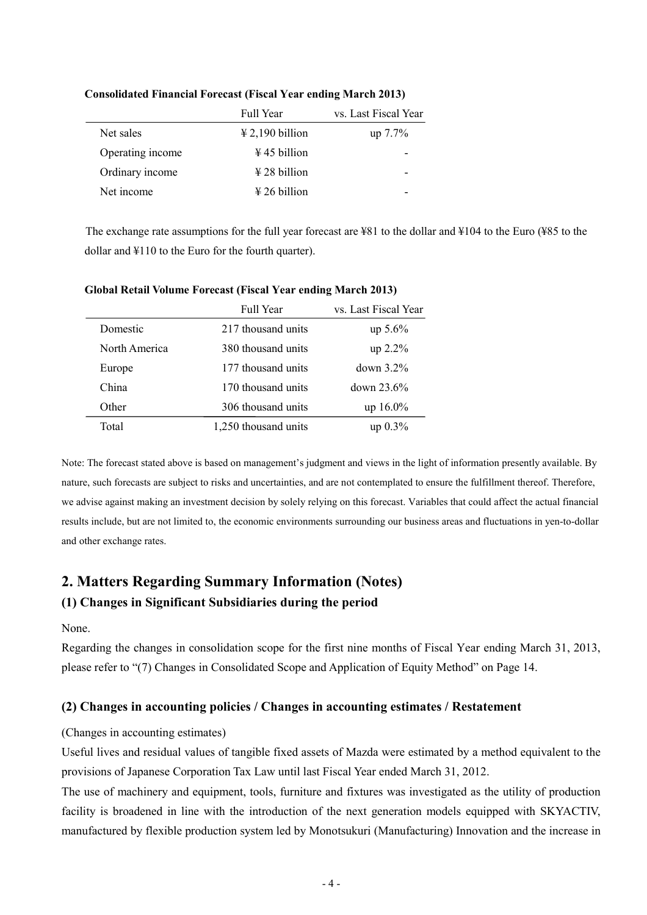**Consolidated Financial Forecast (Fiscal Year ending March 2013)**

| | Full Year | vs. Last Fiscal Year |
|---|---|---|
| Net sales | ¥ 2,190 billion | up 7.7% |
| Operating income | ¥ 45 billion | - |
| Ordinary income | ¥ 28 billion | - |
| Net income | ¥ 26 billion | - |

The exchange rate assumptions for the full year forecast are ¥81 to the dollar and ¥104 to the Euro (¥85 to the dollar and ¥110 to the Euro for the fourth quarter).

**Global Retail Volume Forecast (Fiscal Year ending March 2013)**

| | Full Year | vs. Last Fiscal Year |
|---|---|---|
| Domestic | 217 thousand units | up 5.6% |
| North America | 380 thousand units | up 2.2% |
| Europe | 177 thousand units | down 3.2% |
| China | 170 thousand units | down 23.6% |
| Other | 306 thousand units | up 16.0% |
| Total | 1,250 thousand units | up 0.3% |

Note: The forecast stated above is based on management's judgment and views in the light of information presently available. By nature, such forecasts are subject to risks and uncertainties, and are not contemplated to ensure the fulfillment thereof. Therefore, we advise against making an investment decision by solely relying on this forecast. Variables that could affect the actual financial results include, but are not limited to, the economic environments surrounding our business areas and fluctuations in yen-to-dollar and other exchange rates.

## 2. Matters Regarding Summary Information (Notes)

### (1) Changes in Significant Subsidiaries during the period

None.

Regarding the changes in consolidation scope for the first nine months of Fiscal Year ending March 31, 2013, please refer to "(7) Changes in Consolidated Scope and Application of Equity Method" on Page 14.

### (2) Changes in accounting policies / Changes in accounting estimates / Restatement

(Changes in accounting estimates)

Useful lives and residual values of tangible fixed assets of Mazda were estimated by a method equivalent to the provisions of Japanese Corporation Tax Law until last Fiscal Year ended March 31, 2012.

The use of machinery and equipment, tools, furniture and fixtures was investigated as the utility of production facility is broadened in line with the introduction of the next generation models equipped with SKYACTIV, manufactured by flexible production system led by Monotsukuri (Manufacturing) Innovation and the increase in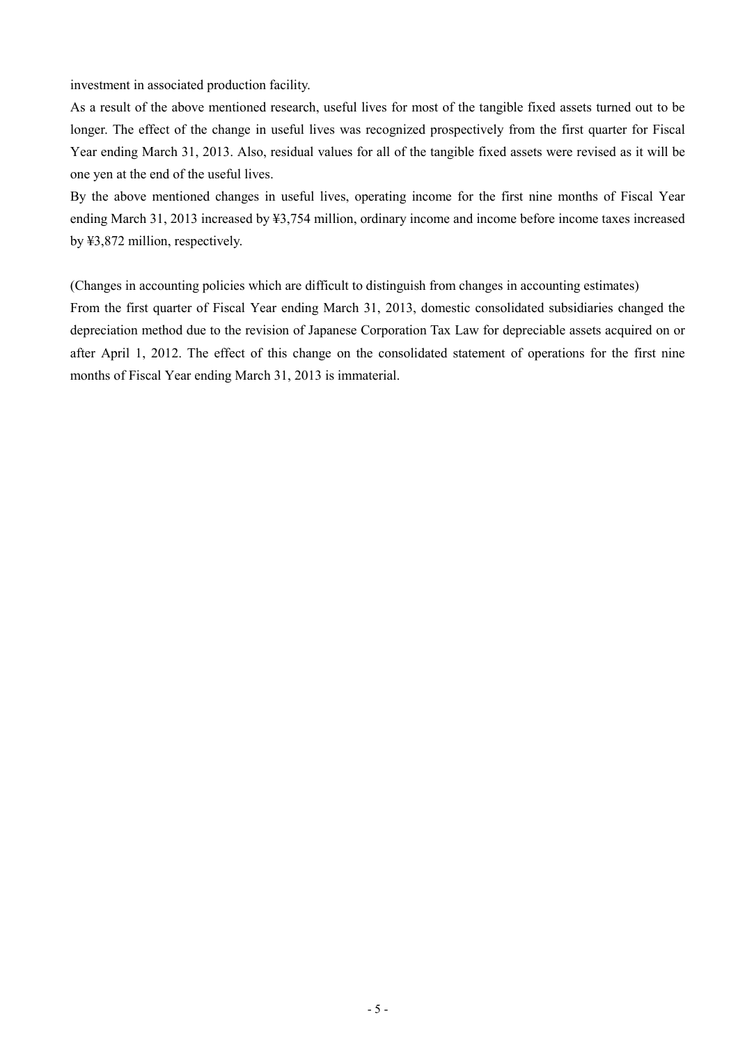investment in associated production facility.

As a result of the above mentioned research, useful lives for most of the tangible fixed assets turned out to be longer. The effect of the change in useful lives was recognized prospectively from the first quarter for Fiscal Year ending March 31, 2013. Also, residual values for all of the tangible fixed assets were revised as it will be one yen at the end of the useful lives.

By the above mentioned changes in useful lives, operating income for the first nine months of Fiscal Year ending March 31, 2013 increased by ¥3,754 million, ordinary income and income before income taxes increased by ¥3,872 million, respectively.

(Changes in accounting policies which are difficult to distinguish from changes in accounting estimates)

From the first quarter of Fiscal Year ending March 31, 2013, domestic consolidated subsidiaries changed the depreciation method due to the revision of Japanese Corporation Tax Law for depreciable assets acquired on or after April 1, 2012. The effect of this change on the consolidated statement of operations for the first nine months of Fiscal Year ending March 31, 2013 is immaterial.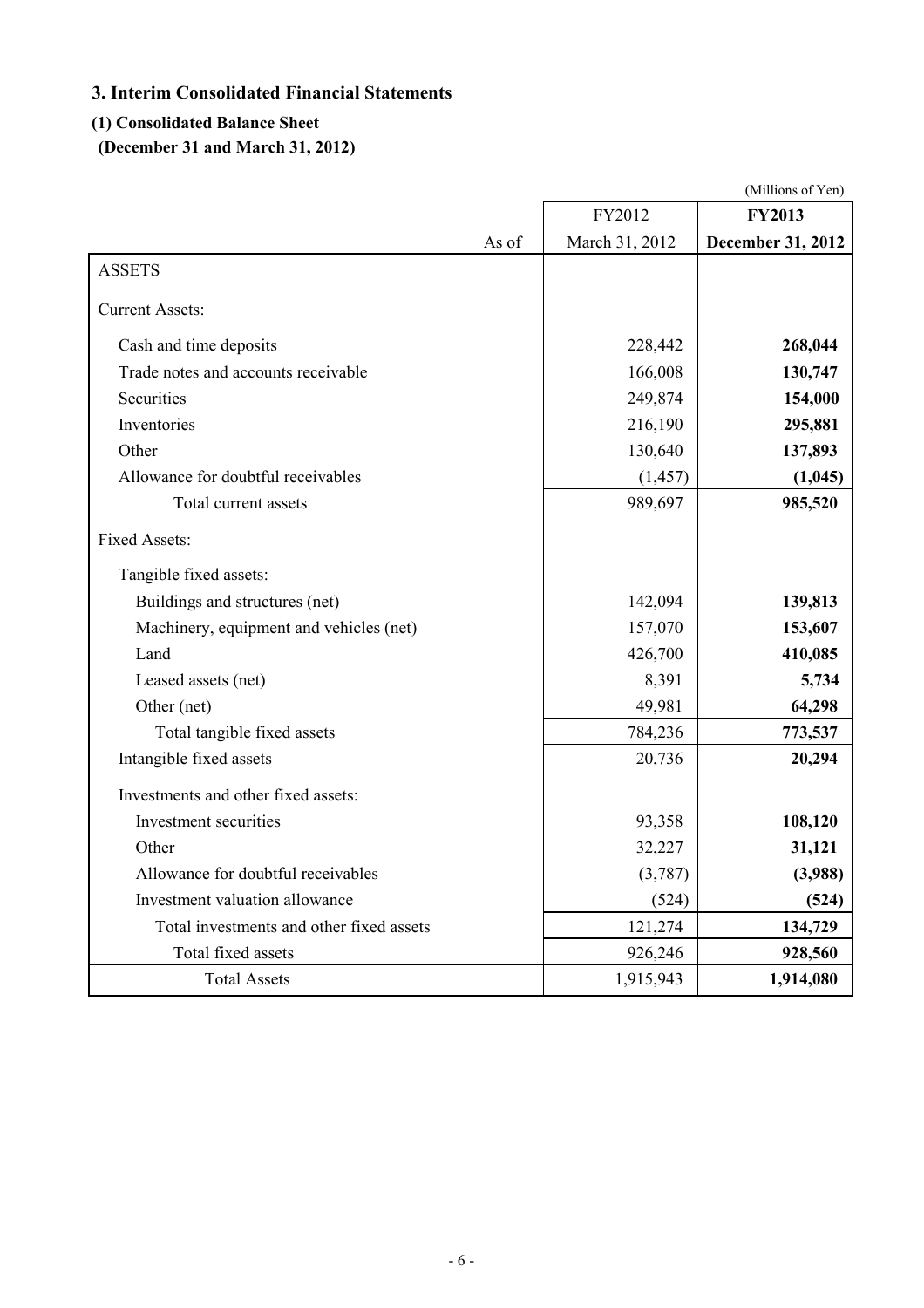## 3. Interim Consolidated Financial Statements

### (1) Consolidated Balance Sheet

**(December 31 and March 31, 2012)**

(Millions of Yen)

| | FY2012 | **FY2013** |
|---|---|---|
| As of | March 31, 2012 | **December 31, 2012** |
| ASSETS | | |
| Current Assets: | | |
| Cash and time deposits | 228,442 | **268,044** |
| Trade notes and accounts receivable | 166,008 | **130,747** |
| Securities | 249,874 | **154,000** |
| Inventories | 216,190 | **295,881** |
| Other | 130,640 | **137,893** |
| Allowance for doubtful receivables | (1,457) | **(1,045)** |
| Total current assets | 989,697 | **985,520** |
| Fixed Assets: | | |
| Tangible fixed assets: | | |
| Buildings and structures (net) | 142,094 | **139,813** |
| Machinery, equipment and vehicles (net) | 157,070 | **153,607** |
| Land | 426,700 | **410,085** |
| Leased assets (net) | 8,391 | **5,734** |
| Other (net) | 49,981 | **64,298** |
| Total tangible fixed assets | 784,236 | **773,537** |
| Intangible fixed assets | 20,736 | **20,294** |
| Investments and other fixed assets: | | |
| Investment securities | 93,358 | **108,120** |
| Other | 32,227 | **31,121** |
| Allowance for doubtful receivables | (3,787) | **(3,988)** |
| Investment valuation allowance | (524) | **(524)** |
| Total investments and other fixed assets | 121,274 | **134,729** |
| Total fixed assets | 926,246 | **928,560** |
| Total Assets | 1,915,943 | **1,914,080** |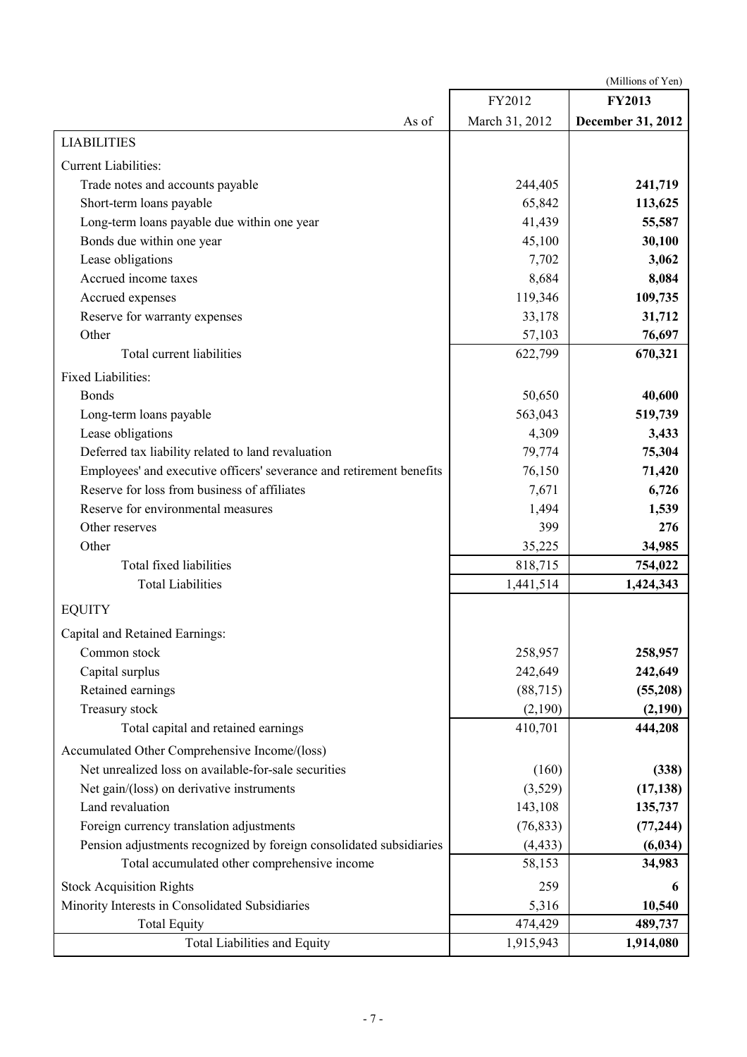(Millions of Yen)

| As of | FY2012<br>March 31, 2012 | **FY2013**<br>**December 31, 2012** |
|---|---|---|
| LIABILITIES | | |
| Current Liabilities: | | |
| Trade notes and accounts payable | 244,405 | **241,719** |
| Short-term loans payable | 65,842 | **113,625** |
| Long-term loans payable due within one year | 41,439 | **55,587** |
| Bonds due within one year | 45,100 | **30,100** |
| Lease obligations | 7,702 | **3,062** |
| Accrued income taxes | 8,684 | **8,084** |
| Accrued expenses | 119,346 | **109,735** |
| Reserve for warranty expenses | 33,178 | **31,712** |
| Other | 57,103 | **76,697** |
| Total current liabilities | 622,799 | **670,321** |
| Fixed Liabilities: | | |
| Bonds | 50,650 | **40,600** |
| Long-term loans payable | 563,043 | **519,739** |
| Lease obligations | 4,309 | **3,433** |
| Deferred tax liability related to land revaluation | 79,774 | **75,304** |
| Employees' and executive officers' severance and retirement benefits | 76,150 | **71,420** |
| Reserve for loss from business of affiliates | 7,671 | **6,726** |
| Reserve for environmental measures | 1,494 | **1,539** |
| Other reserves | 399 | **276** |
| Other | 35,225 | **34,985** |
| Total fixed liabilities | 818,715 | **754,022** |
| Total Liabilities | 1,441,514 | **1,424,343** |
| EQUITY | | |
| Capital and Retained Earnings: | | |
| Common stock | 258,957 | **258,957** |
| Capital surplus | 242,649 | **242,649** |
| Retained earnings | (88,715) | **(55,208)** |
| Treasury stock | (2,190) | **(2,190)** |
| Total capital and retained earnings | 410,701 | **444,208** |
| Accumulated Other Comprehensive Income/(loss) | | |
| Net unrealized loss on available-for-sale securities | (160) | **(338)** |
| Net gain/(loss) on derivative instruments | (3,529) | **(17,138)** |
| Land revaluation | 143,108 | **135,737** |
| Foreign currency translation adjustments | (76,833) | **(77,244)** |
| Pension adjustments recognized by foreign consolidated subsidiaries | (4,433) | **(6,034)** |
| Total accumulated other comprehensive income | 58,153 | **34,983** |
| Stock Acquisition Rights | 259 | **6** |
| Minority Interests in Consolidated Subsidiaries | 5,316 | **10,540** |
| Total Equity | 474,429 | **489,737** |
| Total Liabilities and Equity | 1,915,943 | **1,914,080** |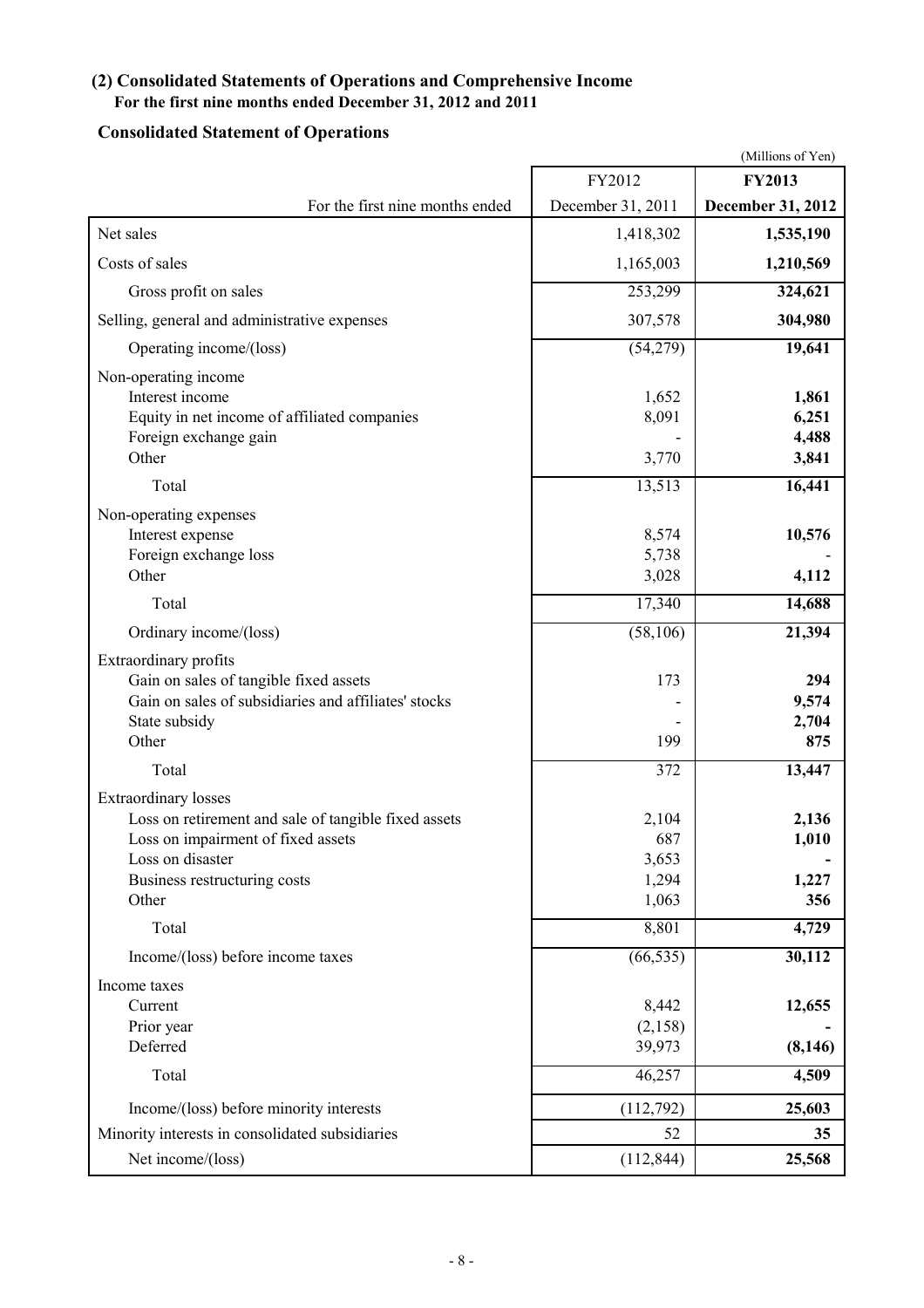### (2) Consolidated Statements of Operations and Comprehensive Income

**For the first nine months ended December 31, 2012 and 2011**

### Consolidated Statement of Operations

(Millions of Yen)

| For the first nine months ended | FY2012<br>December 31, 2011 | **FY2013**<br>**December 31, 2012** |
|---|---|---|
| Net sales | 1,418,302 | **1,535,190** |
| Costs of sales | 1,165,003 | **1,210,569** |
| Gross profit on sales | 253,299 | **324,621** |
| Selling, general and administrative expenses | 307,578 | **304,980** |
| Operating income/(loss) | (54,279) | **19,641** |
| Non-operating income | | |
| Interest income | 1,652 | **1,861** |
| Equity in net income of affiliated companies | 8,091 | **6,251** |
| Foreign exchange gain | - | **4,488** |
| Other | 3,770 | **3,841** |
| Total | 13,513 | **16,441** |
| Non-operating expenses | | |
| Interest expense | 8,574 | **10,576** |
| Foreign exchange loss | 5,738 | **-** |
| Other | 3,028 | **4,112** |
| Total | 17,340 | **14,688** |
| Ordinary income/(loss) | (58,106) | **21,394** |
| Extraordinary profits | | |
| Gain on sales of tangible fixed assets | 173 | **294** |
| Gain on sales of subsidiaries and affiliates' stocks | - | **9,574** |
| State subsidy | - | **2,704** |
| Other | 199 | **875** |
| Total | 372 | **13,447** |
| Extraordinary losses | | |
| Loss on retirement and sale of tangible fixed assets | 2,104 | **2,136** |
| Loss on impairment of fixed assets | 687 | **1,010** |
| Loss on disaster | 3,653 | **-** |
| Business restructuring costs | 1,294 | **1,227** |
| Other | 1,063 | **356** |
| Total | 8,801 | **4,729** |
| Income/(loss) before income taxes | (66,535) | **30,112** |
| Income taxes | | |
| Current | 8,442 | **12,655** |
| Prior year | (2,158) | **-** |
| Deferred | 39,973 | **(8,146)** |
| Total | 46,257 | **4,509** |
| Income/(loss) before minority interests | (112,792) | **25,603** |
| Minority interests in consolidated subsidiaries | 52 | **35** |
| Net income/(loss) | (112,844) | **25,568** |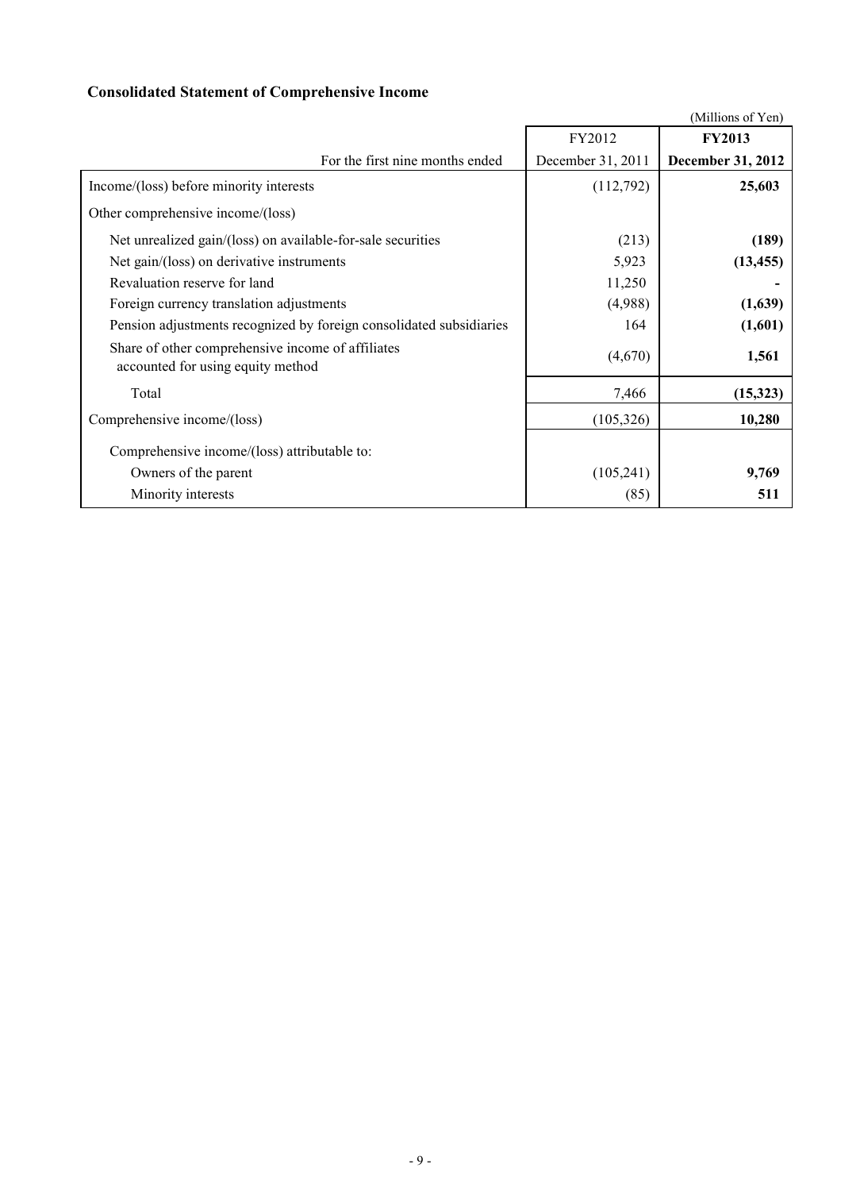## Consolidated Statement of Comprehensive Income

(Millions of Yen)

| For the first nine months ended | FY2012<br>December 31, 2011 | **FY2013**<br>**December 31, 2012** |
|---|---|---|
| Income/(loss) before minority interests | (112,792) | **25,603** |
| Other comprehensive income/(loss) | | |
| Net unrealized gain/(loss) on available-for-sale securities | (213) | **(189)** |
| Net gain/(loss) on derivative instruments | 5,923 | **(13,455)** |
| Revaluation reserve for land | 11,250 | **-** |
| Foreign currency translation adjustments | (4,988) | **(1,639)** |
| Pension adjustments recognized by foreign consolidated subsidiaries | 164 | **(1,601)** |
| Share of other comprehensive income of affiliates accounted for using equity method | (4,670) | **1,561** |
| Total | 7,466 | **(15,323)** |
| Comprehensive income/(loss) | (105,326) | **10,280** |
| Comprehensive income/(loss) attributable to: | | |
| Owners of the parent | (105,241) | **9,769** |
| Minority interests | (85) | **511** |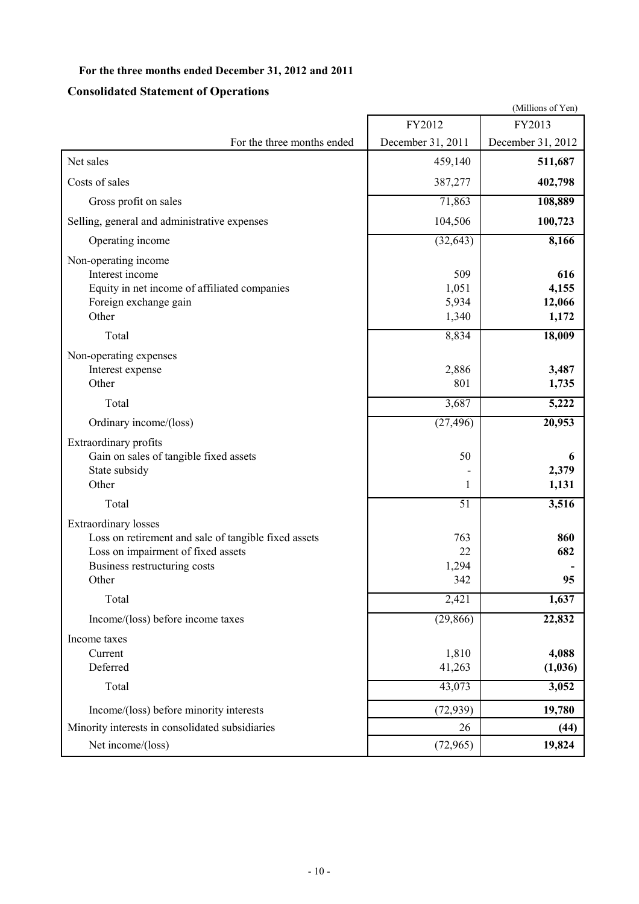**For the three months ended December 31, 2012 and 2011**

## Consolidated Statement of Operations

(Millions of Yen)

| | FY2012 | FY2013 |
|---|---|---|
| For the three months ended | December 31, 2011 | December 31, 2012 |
| Net sales | 459,140 | **511,687** |
| Costs of sales | 387,277 | **402,798** |
| Gross profit on sales | 71,863 | **108,889** |
| Selling, general and administrative expenses | 104,506 | **100,723** |
| Operating income | (32,643) | **8,166** |
| Non-operating income | | |
| Interest income | 509 | **616** |
| Equity in net income of affiliated companies | 1,051 | **4,155** |
| Foreign exchange gain | 5,934 | **12,066** |
| Other | 1,340 | **1,172** |
| Total | 8,834 | **18,009** |
| Non-operating expenses | | |
| Interest expense | 2,886 | **3,487** |
| Other | 801 | **1,735** |
| Total | 3,687 | **5,222** |
| Ordinary income/(loss) | (27,496) | **20,953** |
| Extraordinary profits | | |
| Gain on sales of tangible fixed assets | 50 | **6** |
| State subsidy | - | **2,379** |
| Other | 1 | **1,131** |
| Total | 51 | **3,516** |
| Extraordinary losses | | |
| Loss on retirement and sale of tangible fixed assets | 763 | **860** |
| Loss on impairment of fixed assets | 22 | **682** |
| Business restructuring costs | 1,294 | **-** |
| Other | 342 | **95** |
| Total | 2,421 | **1,637** |
| Income/(loss) before income taxes | (29,866) | **22,832** |
| Income taxes | | |
| Current | 1,810 | **4,088** |
| Deferred | 41,263 | **(1,036)** |
| Total | 43,073 | **3,052** |
| Income/(loss) before minority interests | (72,939) | **19,780** |
| Minority interests in consolidated subsidiaries | 26 | **(44)** |
| Net income/(loss) | (72,965) | **19,824** |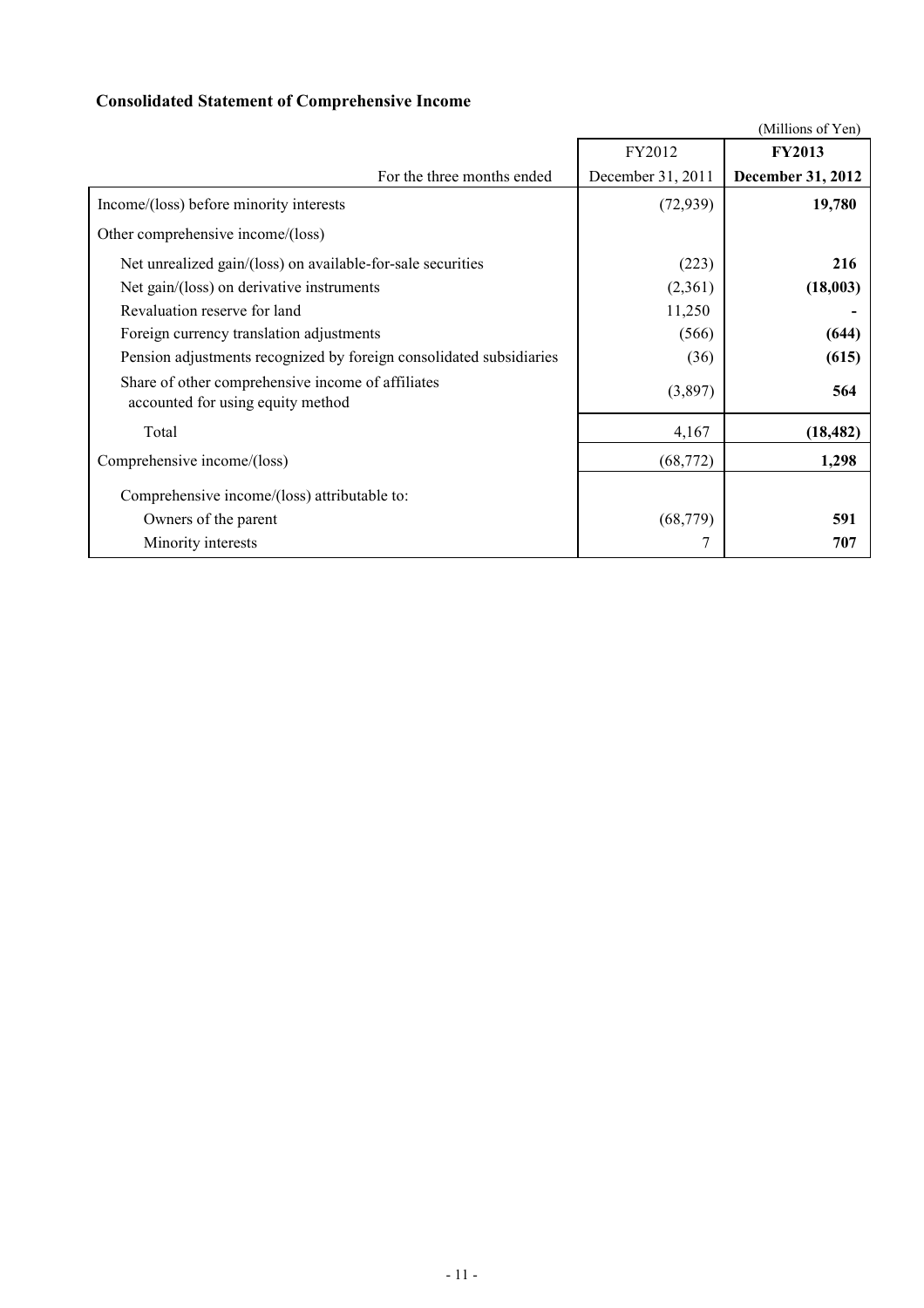## Consolidated Statement of Comprehensive Income

(Millions of Yen)

| For the three months ended | FY2012<br>December 31, 2011 | **FY2013**<br>**December 31, 2012** |
|---|---|---|
| Income/(loss) before minority interests | (72,939) | **19,780** |
| Other comprehensive income/(loss) | | |
| Net unrealized gain/(loss) on available-for-sale securities | (223) | **216** |
| Net gain/(loss) on derivative instruments | (2,361) | **(18,003)** |
| Revaluation reserve for land | 11,250 | **-** |
| Foreign currency translation adjustments | (566) | **(644)** |
| Pension adjustments recognized by foreign consolidated subsidiaries | (36) | **(615)** |
| Share of other comprehensive income of affiliates accounted for using equity method | (3,897) | **564** |
| Total | 4,167 | **(18,482)** |
| Comprehensive income/(loss) | (68,772) | **1,298** |
| Comprehensive income/(loss) attributable to: | | |
| Owners of the parent | (68,779) | **591** |
| Minority interests | 7 | **707** |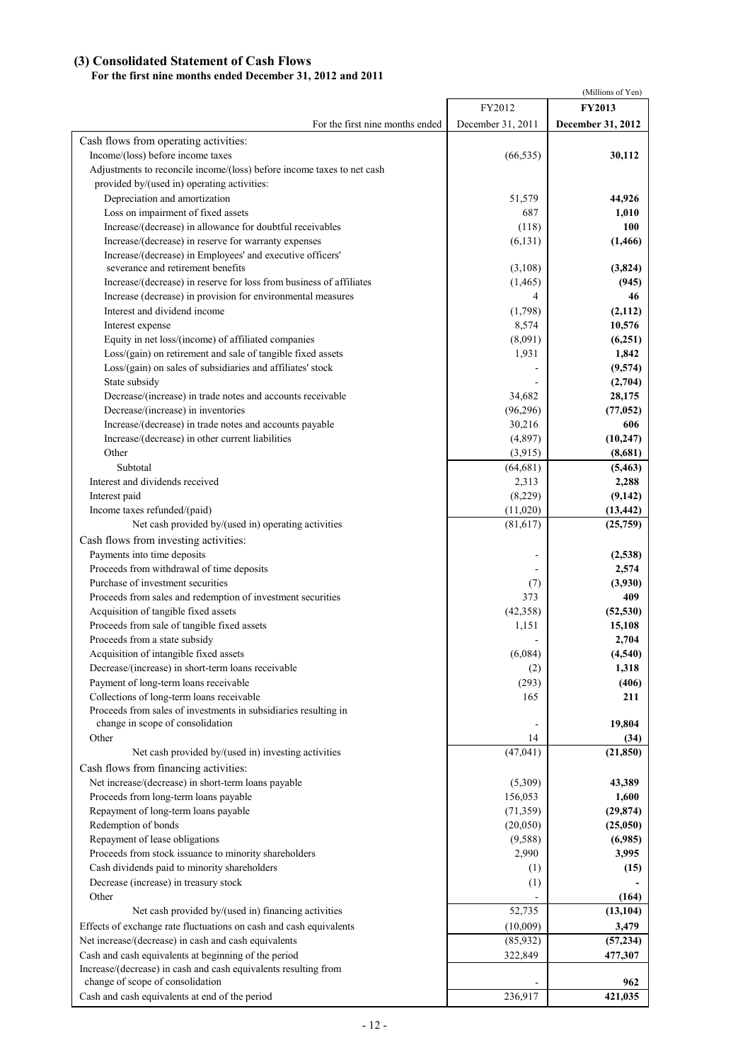## (3) Consolidated Statement of Cash Flows

**For the first nine months ended December 31, 2012 and 2011**

(Millions of Yen)

| | FY2012 | **FY2013** |
|---|---|---|
| For the first nine months ended | December 31, 2011 | **December 31, 2012** |
| Cash flows from operating activities: | | |
| Income/(loss) before income taxes | (66,535) | **30,112** |
| Adjustments to reconcile income/(loss) before income taxes to net cash provided by/(used in) operating activities: | | |
| Depreciation and amortization | 51,579 | **44,926** |
| Loss on impairment of fixed assets | 687 | **1,010** |
| Increase/(decrease) in allowance for doubtful receivables | (118) | **100** |
| Increase/(decrease) in reserve for warranty expenses | (6,131) | **(1,466)** |
| Increase/(decrease) in Employees' and executive officers' severance and retirement benefits | (3,108) | **(3,824)** |
| Increase/(decrease) in reserve for loss from business of affiliates | (1,465) | **(945)** |
| Increase (decrease) in provision for environmental measures | 4 | **46** |
| Interest and dividend income | (1,798) | **(2,112)** |
| Interest expense | 8,574 | **10,576** |
| Equity in net loss/(income) of affiliated companies | (8,091) | **(6,251)** |
| Loss/(gain) on retirement and sale of tangible fixed assets | 1,931 | **1,842** |
| Loss/(gain) on sales of subsidiaries and affiliates' stock | - | **(9,574)** |
| State subsidy | - | **(2,704)** |
| Decrease/(increase) in trade notes and accounts receivable | 34,682 | **28,175** |
| Decrease/(increase) in inventories | (96,296) | **(77,052)** |
| Increase/(decrease) in trade notes and accounts payable | 30,216 | **606** |
| Increase/(decrease) in other current liabilities | (4,897) | **(10,247)** |
| Other | (3,915) | **(8,681)** |
| Subtotal | (64,681) | **(5,463)** |
| Interest and dividends received | 2,313 | **2,288** |
| Interest paid | (8,229) | **(9,142)** |
| Income taxes refunded/(paid) | (11,020) | **(13,442)** |
| Net cash provided by/(used in) operating activities | (81,617) | **(25,759)** |
| Cash flows from investing activities: | | |
| Payments into time deposits | - | **(2,538)** |
| Proceeds from withdrawal of time deposits | - | **2,574** |
| Purchase of investment securities | (7) | **(3,930)** |
| Proceeds from sales and redemption of investment securities | 373 | **409** |
| Acquisition of tangible fixed assets | (42,358) | **(52,530)** |
| Proceeds from sale of tangible fixed assets | 1,151 | **15,108** |
| Proceeds from a state subsidy | - | **2,704** |
| Acquisition of intangible fixed assets | (6,084) | **(4,540)** |
| Decrease/(increase) in short-term loans receivable | (2) | **1,318** |
| Payment of long-term loans receivable | (293) | **(406)** |
| Collections of long-term loans receivable | 165 | **211** |
| Proceeds from sales of investments in subsidiaries resulting in change in scope of consolidation | - | **19,804** |
| Other | 14 | **(34)** |
| Net cash provided by/(used in) investing activities | (47,041) | **(21,850)** |
| Cash flows from financing activities: | | |
| Net increase/(decrease) in short-term loans payable | (5,309) | **43,389** |
| Proceeds from long-term loans payable | 156,053 | **1,600** |
| Repayment of long-term loans payable | (71,359) | **(29,874)** |
| Redemption of bonds | (20,050) | **(25,050)** |
| Repayment of lease obligations | (9,588) | **(6,985)** |
| Proceeds from stock issuance to minority shareholders | 2,990 | **3,995** |
| Cash dividends paid to minority shareholders | (1) | **(15)** |
| Decrease (increase) in treasury stock | (1) | **-** |
| Other | - | **(164)** |
| Net cash provided by/(used in) financing activities | 52,735 | **(13,104)** |
| Effects of exchange rate fluctuations on cash and cash equivalents | (10,009) | **3,479** |
| Net increase/(decrease) in cash and cash equivalents | (85,932) | **(57,234)** |
| Cash and cash equivalents at beginning of the period | 322,849 | **477,307** |
| Increase/(decrease) in cash and cash equivalents resulting from change of scope of consolidation | - | **962** |
| Cash and cash equivalents at end of the period | 236,917 | **421,035** |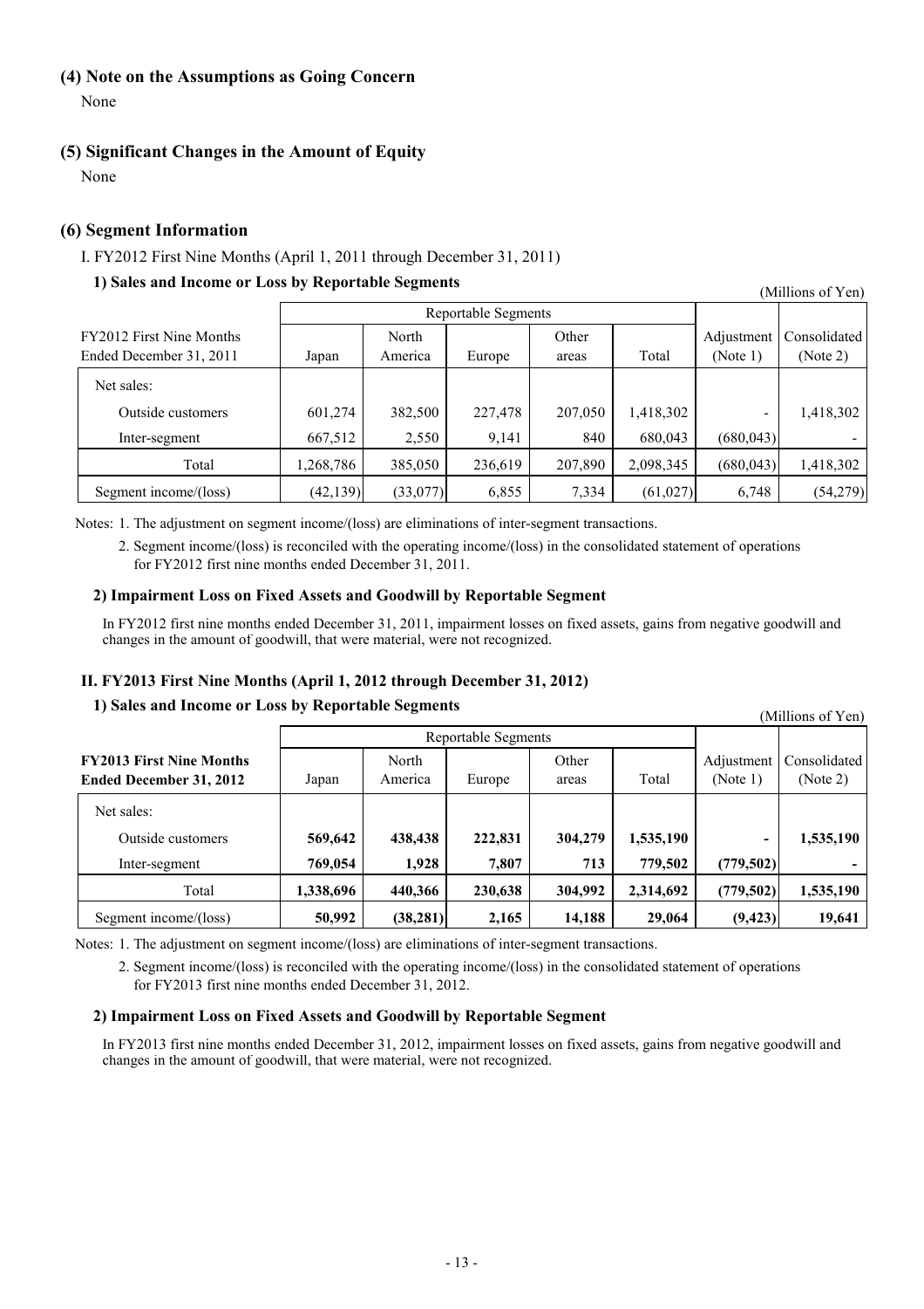### (4) Note on the Assumptions as Going Concern

None

### (5) Significant Changes in the Amount of Equity

None

### (6) Segment Information

I. FY2012 First Nine Months (April 1, 2011 through December 31, 2011)

#### 1) Sales and Income or Loss by Reportable Segments

(Millions of Yen)

| FY2012 First Nine Months Ended December 31, 2011 | Reportable Segments | | | | | Adjustment (Note 1) | Consolidated (Note 2) |
|---|---|---|---|---|---|---|---|
| | Japan | North America | Europe | Other areas | Total | | |
| Net sales: | | | | | | | |
| Outside customers | 601,274 | 382,500 | 227,478 | 207,050 | 1,418,302 | - | 1,418,302 |
| Inter-segment | 667,512 | 2,550 | 9,141 | 840 | 680,043 | (680,043) | - |
| Total | 1,268,786 | 385,050 | 236,619 | 207,890 | 2,098,345 | (680,043) | 1,418,302 |
| Segment income/(loss) | (42,139) | (33,077) | 6,855 | 7,334 | (61,027) | 6,748 | (54,279) |

Notes: 1. The adjustment on segment income/(loss) are eliminations of inter-segment transactions.

2. Segment income/(loss) is reconciled with the operating income/(loss) in the consolidated statement of operations for FY2012 first nine months ended December 31, 2011.

#### 2) Impairment Loss on Fixed Assets and Goodwill by Reportable Segment

In FY2012 first nine months ended December 31, 2011, impairment losses on fixed assets, gains from negative goodwill and changes in the amount of goodwill, that were material, were not recognized.

### II. FY2013 First Nine Months (April 1, 2012 through December 31, 2012)

#### 1) Sales and Income or Loss by Reportable Segments

(Millions of Yen)

| **FY2013 First Nine Months Ended December 31, 2012** | Reportable Segments | | | | | Adjustment (Note 1) | Consolidated (Note 2) |
|---|---|---|---|---|---|---|---|
| | Japan | North America | Europe | Other areas | Total | | |
| Net sales: | | | | | | | |
| Outside customers | **569,642** | **438,438** | **222,831** | **304,279** | **1,535,190** | **-** | **1,535,190** |
| Inter-segment | **769,054** | **1,928** | **7,807** | **713** | **779,502** | **(779,502)** | **-** |
| Total | **1,338,696** | **440,366** | **230,638** | **304,992** | **2,314,692** | **(779,502)** | **1,535,190** |
| Segment income/(loss) | **50,992** | **(38,281)** | **2,165** | **14,188** | **29,064** | **(9,423)** | **19,641** |

Notes: 1. The adjustment on segment income/(loss) are eliminations of inter-segment transactions.

2. Segment income/(loss) is reconciled with the operating income/(loss) in the consolidated statement of operations for FY2013 first nine months ended December 31, 2012.

#### 2) Impairment Loss on Fixed Assets and Goodwill by Reportable Segment

In FY2013 first nine months ended December 31, 2012, impairment losses on fixed assets, gains from negative goodwill and changes in the amount of goodwill, that were material, were not recognized.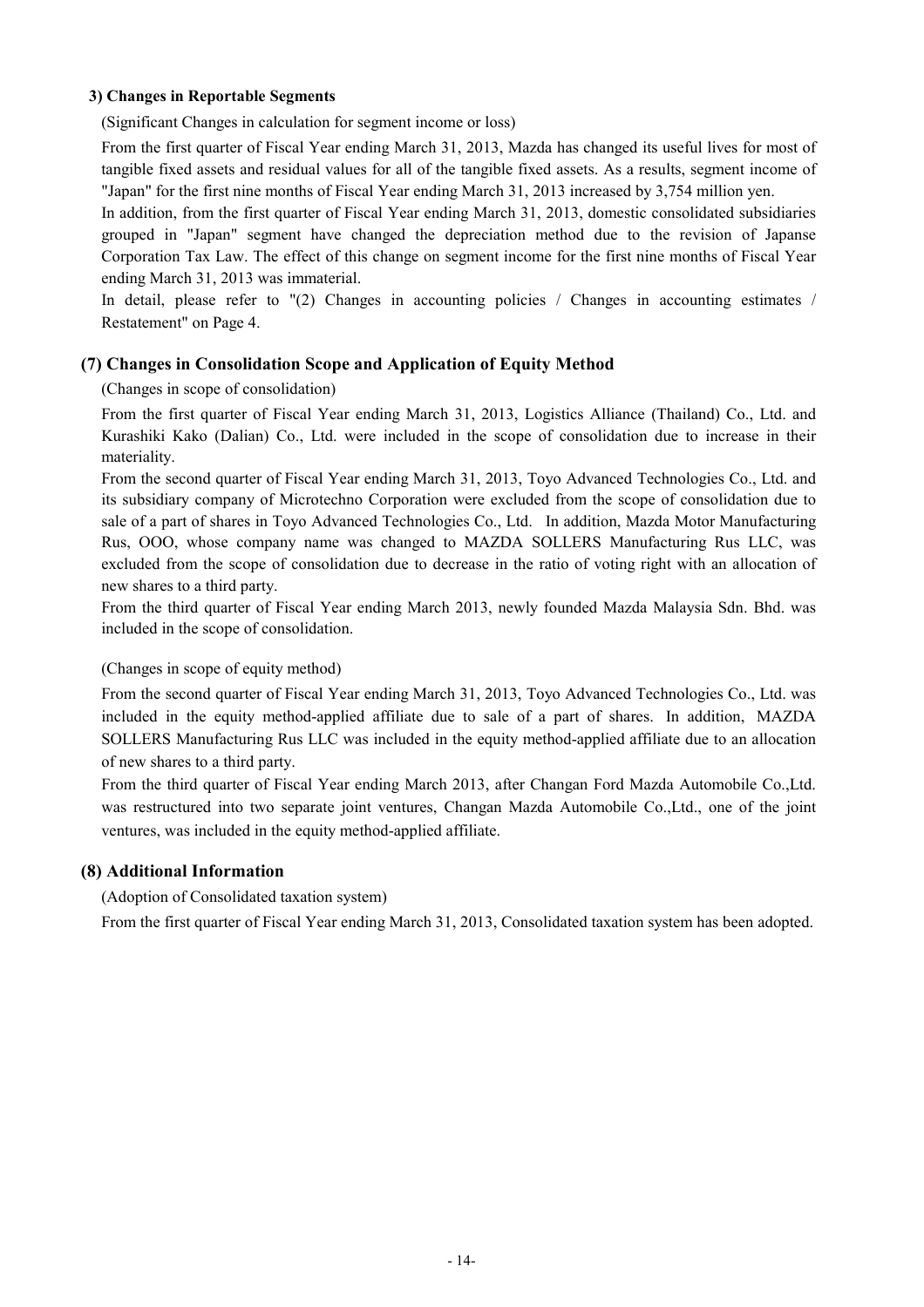#### 3) Changes in Reportable Segments

(Significant Changes in calculation for segment income or loss)

From the first quarter of Fiscal Year ending March 31, 2013, Mazda has changed its useful lives for most of tangible fixed assets and residual values for all of the tangible fixed assets. As a results, segment income of "Japan" for the first nine months of Fiscal Year ending March 31, 2013 increased by 3,754 million yen.

In addition, from the first quarter of Fiscal Year ending March 31, 2013, domestic consolidated subsidiaries grouped in "Japan" segment have changed the depreciation method due to the revision of Japanse Corporation Tax Law. The effect of this change on segment income for the first nine months of Fiscal Year ending March 31, 2013 was immaterial.

In detail, please refer to "(2) Changes in accounting policies / Changes in accounting estimates / Restatement" on Page 4.

### (7) Changes in Consolidation Scope and Application of Equity Method

(Changes in scope of consolidation)

From the first quarter of Fiscal Year ending March 31, 2013, Logistics Alliance (Thailand) Co., Ltd. and Kurashiki Kako (Dalian) Co., Ltd. were included in the scope of consolidation due to increase in their materiality.

From the second quarter of Fiscal Year ending March 31, 2013, Toyo Advanced Technologies Co., Ltd. and its subsidiary company of Microtechno Corporation were excluded from the scope of consolidation due to sale of a part of shares in Toyo Advanced Technologies Co., Ltd. In addition, Mazda Motor Manufacturing Rus, OOO, whose company name was changed to MAZDA SOLLERS Manufacturing Rus LLC, was excluded from the scope of consolidation due to decrease in the ratio of voting right with an allocation of new shares to a third party.

From the third quarter of Fiscal Year ending March 2013, newly founded Mazda Malaysia Sdn. Bhd. was included in the scope of consolidation.

(Changes in scope of equity method)

From the second quarter of Fiscal Year ending March 31, 2013, Toyo Advanced Technologies Co., Ltd. was included in the equity method-applied affiliate due to sale of a part of shares. In addition, MAZDA SOLLERS Manufacturing Rus LLC was included in the equity method-applied affiliate due to an allocation of new shares to a third party.

From the third quarter of Fiscal Year ending March 2013, after Changan Ford Mazda Automobile Co.,Ltd. was restructured into two separate joint ventures, Changan Mazda Automobile Co.,Ltd., one of the joint ventures, was included in the equity method-applied affiliate.

### (8) Additional Information

(Adoption of Consolidated taxation system)

From the first quarter of Fiscal Year ending March 31, 2013, Consolidated taxation system has been adopted.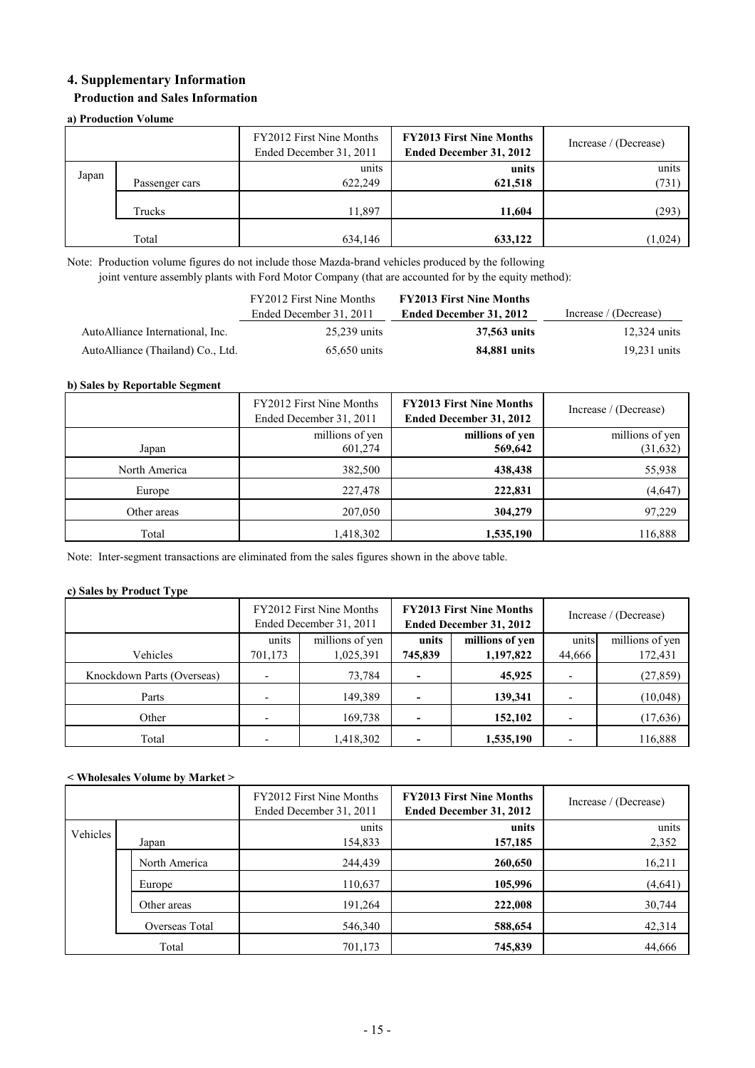## 4. Supplementary Information

### Production and Sales Information

#### a) Production Volume

| | | FY2012 First Nine Months Ended December 31, 2011 | **FY2013 First Nine Months Ended December 31, 2012** | Increase / (Decrease) |
|---|---|---|---|---|
| | | units | **units** | units |
| Japan | Passenger cars | 622,249 | **621,518** | (731) |
| | Trucks | 11,897 | **11,604** | (293) |
| | Total | 634,146 | **633,122** | (1,024) |

Note: Production volume figures do not include those Mazda-brand vehicles produced by the following joint venture assembly plants with Ford Motor Company (that are accounted for by the equity method):

| | FY2012 First Nine Months Ended December 31, 2011 | **FY2013 First Nine Months Ended December 31, 2012** | Increase / (Decrease) |
|---|---|---|---|
| AutoAlliance International, Inc. | 25,239 units | **37,563 units** | 12,324 units |
| AutoAlliance (Thailand) Co., Ltd. | 65,650 units | **84,881 units** | 19,231 units |

#### b) Sales by Reportable Segment

| | FY2012 First Nine Months Ended December 31, 2011 | **FY2013 First Nine Months Ended December 31, 2012** | Increase / (Decrease) |
|---|---|---|---|
| | millions of yen | **millions of yen** | millions of yen |
| Japan | 601,274 | **569,642** | (31,632) |
| North America | 382,500 | **438,438** | 55,938 |
| Europe | 227,478 | **222,831** | (4,647) |
| Other areas | 207,050 | **304,279** | 97,229 |
| Total | 1,418,302 | **1,535,190** | 116,888 |

Note: Inter-segment transactions are eliminated from the sales figures shown in the above table.

#### c) Sales by Product Type

| | FY2012 First Nine Months Ended December 31, 2011 | | **FY2013 First Nine Months Ended December 31, 2012** | | Increase / (Decrease) | |
|---|---|---|---|---|---|---|
| | units | millions of yen | **units** | **millions of yen** | units | millions of yen |
| Vehicles | 701,173 | 1,025,391 | **745,839** | **1,197,822** | 44,666 | 172,431 |
| Knockdown Parts (Overseas) | - | 73,784 | **-** | **45,925** | - | (27,859) |
| Parts | - | 149,389 | **-** | **139,341** | - | (10,048) |
| Other | - | 169,738 | **-** | **152,102** | - | (17,636) |
| Total | - | 1,418,302 | **-** | **1,535,190** | - | 116,888 |

#### < Wholesales Volume by Market >

| | | FY2012 First Nine Months Ended December 31, 2011 | **FY2013 First Nine Months Ended December 31, 2012** | Increase / (Decrease) |
|---|---|---|---|---|
| | | units | **units** | units |
| Vehicles | Japan | 154,833 | **157,185** | 2,352 |
| | North America | 244,439 | **260,650** | 16,211 |
| | Europe | 110,637 | **105,996** | (4,641) |
| | Other areas | 191,264 | **222,008** | 30,744 |
| | Overseas Total | 546,340 | **588,654** | 42,314 |
| | Total | 701,173 | **745,839** | 44,666 |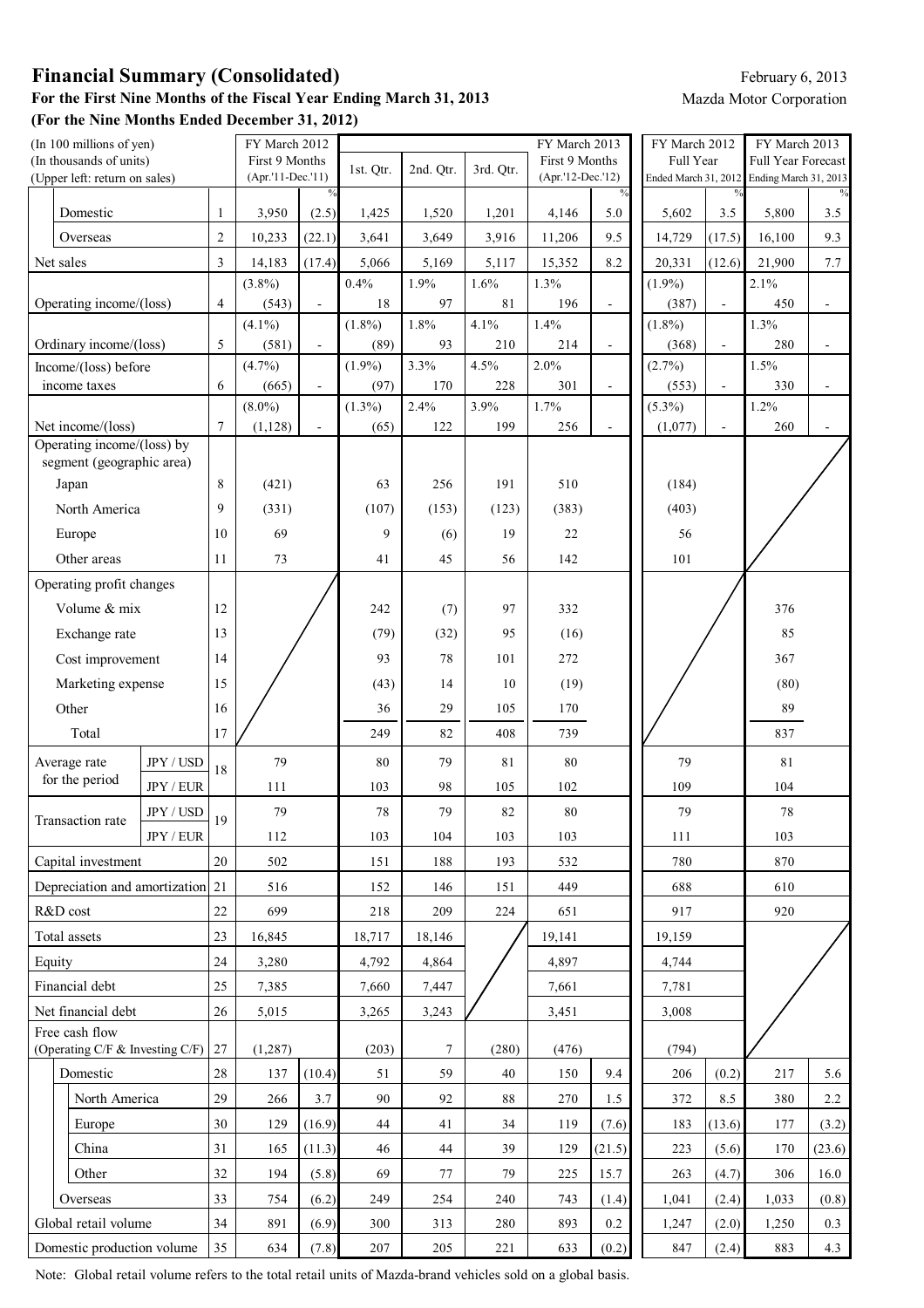# Financial Summary (Consolidated)

February 6, 2013

**For the First Nine Months of the Fiscal Year Ending March 31, 2013**

**(For the Nine Months Ended December 31, 2012)**

Mazda Motor Corporation

| (In 100 millions of yen) (In thousands of units) (Upper left: return on sales) | | | | FY March 2012 First 9 Months (Apr.'11-Dec.'11) | % | 1st. Qtr. | 2nd. Qtr. | 3rd. Qtr. | FY March 2013 First 9 Months (Apr.'12-Dec.'12) | % | FY March 2012 Full Year Ended March 31, 2012 | % | FY March 2013 Full Year Forecast Ending March 31, 2013 | % |
|---|---|---|---|---|---|---|---|---|---|---|---|---|---|---|
| | Domestic | | 1 | 3,950 | (2.5) | 1,425 | 1,520 | 1,201 | 4,146 | 5.0 | 5,602 | 3.5 | 5,800 | 3.5 |
| | Overseas | | 2 | 10,233 | (22.1) | 3,641 | 3,649 | 3,916 | 11,206 | 9.5 | 14,729 | (17.5) | 16,100 | 9.3 |
| Net sales | | | 3 | 14,183 | (17.4) | 5,066 | 5,169 | 5,117 | 15,352 | 8.2 | 20,331 | (12.6) | 21,900 | 7.7 |
| Operating income/(loss) | | | 4 | (3.8%) (543) | - | 0.4% 18 | 1.9% 97 | 1.6% 81 | 1.3% 196 | - | (1.9%) (387) | - | 2.1% 450 | - |
| Ordinary income/(loss) | | | 5 | (4.1%) (581) | - | (1.8%) (89) | 1.8% 93 | 4.1% 210 | 1.4% 214 | - | (1.8%) (368) | - | 1.3% 280 | - |
| Income/(loss) before income taxes | | | 6 | (4.7%) (665) | - | (1.9%) (97) | 3.3% 170 | 4.5% 228 | 2.0% 301 | - | (2.7%) (553) | - | 1.5% 330 | - |
| Net income/(loss) | | | 7 | (8.0%) (1,128) | - | (1.3%) (65) | 2.4% 122 | 3.9% 199 | 1.7% 256 | - | (5.3%) (1,077) | - | 1.2% 260 | - |
| Operating income/(loss) by segment (geographic area) | | | | | | | | | | | | | | |
| | Japan | | 8 | (421) | | 63 | 256 | 191 | 510 | | (184) | | | |
| | North America | | 9 | (331) | | (107) | (153) | (123) | (383) | | (403) | | | |
| | Europe | | 10 | 69 | | 9 | (6) | 19 | 22 | | 56 | | | |
| | Other areas | | 11 | 73 | | 41 | 45 | 56 | 142 | | 101 | | | |
| Operating profit changes | | | | | | | | | | | | | | |
| | Volume & mix | | 12 | | | 242 | (7) | 97 | 332 | | | | 376 | |
| | Exchange rate | | 13 | | | (79) | (32) | 95 | (16) | | | | 85 | |
| | Cost improvement | | 14 | | | 93 | 78 | 101 | 272 | | | | 367 | |
| | Marketing expense | | 15 | | | (43) | 14 | 10 | (19) | | | | (80) | |
| | Other | | 16 | | | 36 | 29 | 105 | 170 | | | | 89 | |
| | Total | | 17 | | | 249 | 82 | 408 | 739 | | | | 837 | |
| Average rate for the period | | JPY / USD | 18 | 79 | | 80 | 79 | 81 | 80 | | 79 | | 81 | |
| | | JPY / EUR | | 111 | | 103 | 98 | 105 | 102 | | 109 | | 104 | |
| Transaction rate | | JPY / USD | 19 | 79 | | 78 | 79 | 82 | 80 | | 79 | | 78 | |
| | | JPY / EUR | | 112 | | 103 | 104 | 103 | 103 | | 111 | | 103 | |
| Capital investment | | | 20 | 502 | | 151 | 188 | 193 | 532 | | 780 | | 870 | |
| Depreciation and amortization | | | 21 | 516 | | 152 | 146 | 151 | 449 | | 688 | | 610 | |
| R&D cost | | | 22 | 699 | | 218 | 209 | 224 | 651 | | 917 | | 920 | |
| Total assets | | | 23 | 16,845 | | 18,717 | 18,146 | | 19,141 | | 19,159 | | | |
| Equity | | | 24 | 3,280 | | 4,792 | 4,864 | | 4,897 | | 4,744 | | | |
| Financial debt | | | 25 | 7,385 | | 7,660 | 7,447 | | 7,661 | | 7,781 | | | |
| Net financial debt | | | 26 | 5,015 | | 3,265 | 3,243 | | 3,451 | | 3,008 | | | |
| Free cash flow (Operating C/F & Investing C/F) | | | 27 | (1,287) | | (203) | 7 | (280) | (476) | | (794) | | | |
| | Domestic | | 28 | 137 | (10.4) | 51 | 59 | 40 | 150 | 9.4 | 206 | (0.2) | 217 | 5.6 |
| | | North America | 29 | 266 | 3.7 | 90 | 92 | 88 | 270 | 1.5 | 372 | 8.5 | 380 | 2.2 |
| | | Europe | 30 | 129 | (16.9) | 44 | 41 | 34 | 119 | (7.6) | 183 | (13.6) | 177 | (3.2) |
| | | China | 31 | 165 | (11.3) | 46 | 44 | 39 | 129 | (21.5) | 223 | (5.6) | 170 | (23.6) |
| | | Other | 32 | 194 | (5.8) | 69 | 77 | 79 | 225 | 15.7 | 263 | (4.7) | 306 | 16.0 |
| | Overseas | | 33 | 754 | (6.2) | 249 | 254 | 240 | 743 | (1.4) | 1,041 | (2.4) | 1,033 | (0.8) |
| Global retail volume | | | 34 | 891 | (6.9) | 300 | 313 | 280 | 893 | 0.2 | 1,247 | (2.0) | 1,250 | 0.3 |
| Domestic production volume | | | 35 | 634 | (7.8) | 207 | 205 | 221 | 633 | (0.2) | 847 | (2.4) | 883 | 4.3 |

Note: Global retail volume refers to the total retail units of Mazda-brand vehicles sold on a global basis.